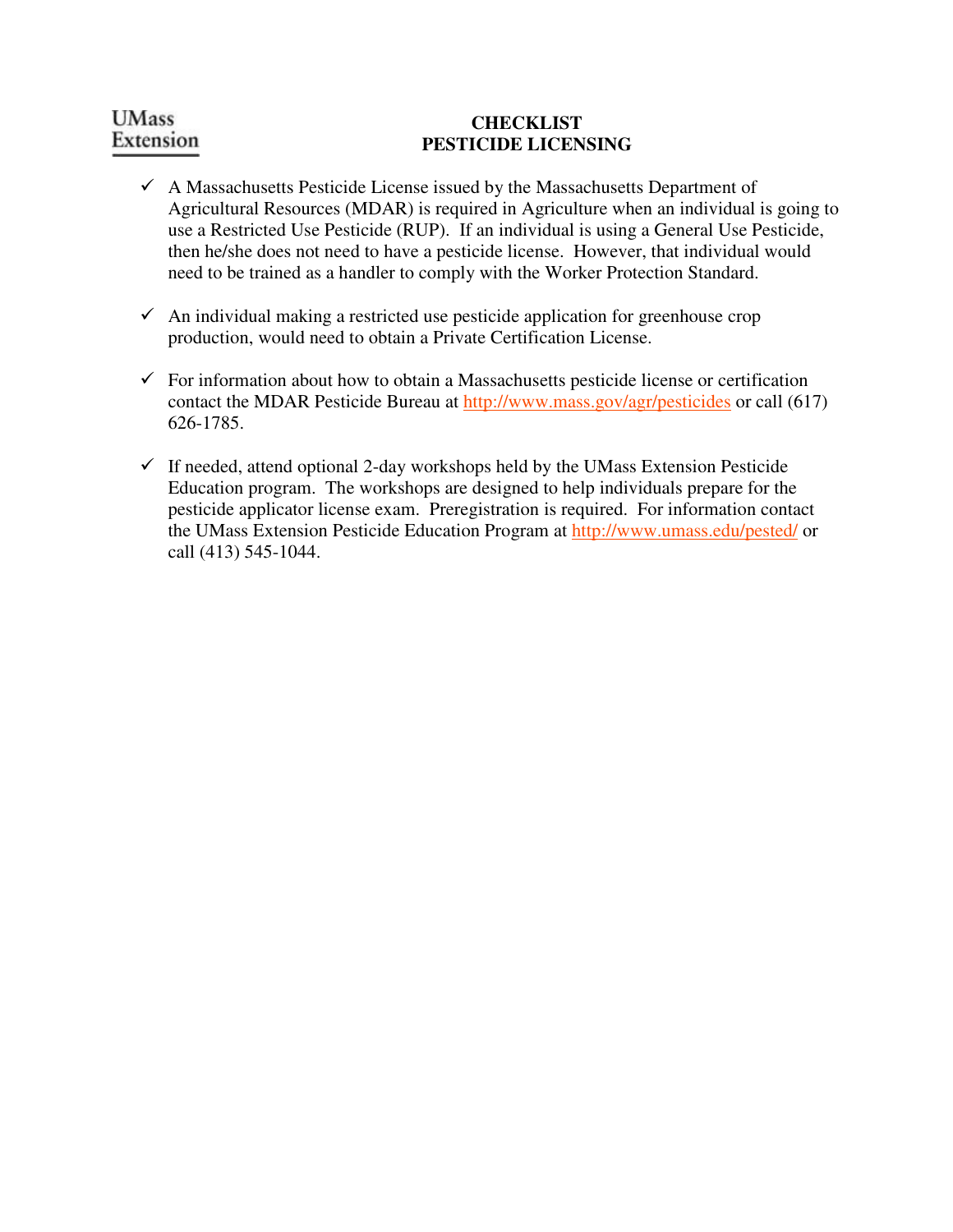UMass Extension

# CHECKLIST
# PESTICIDE LICENSING

- ✓ A Massachusetts Pesticide License issued by the Massachusetts Department of Agricultural Resources (MDAR) is required in Agriculture when an individual is going to use a Restricted Use Pesticide (RUP). If an individual is using a General Use Pesticide, then he/she does not need to have a pesticide license. However, that individual would need to be trained as a handler to comply with the Worker Protection Standard.

- ✓ An individual making a restricted use pesticide application for greenhouse crop production, would need to obtain a Private Certification License.

- ✓ For information about how to obtain a Massachusetts pesticide license or certification contact the MDAR Pesticide Bureau at http://www.mass.gov/agr/pesticides or call (617) 626-1785.

- ✓ If needed, attend optional 2-day workshops held by the UMass Extension Pesticide Education program. The workshops are designed to help individuals prepare for the pesticide applicator license exam. Preregistration is required. For information contact the UMass Extension Pesticide Education Program at http://www.umass.edu/pested/ or call (413) 545-1044.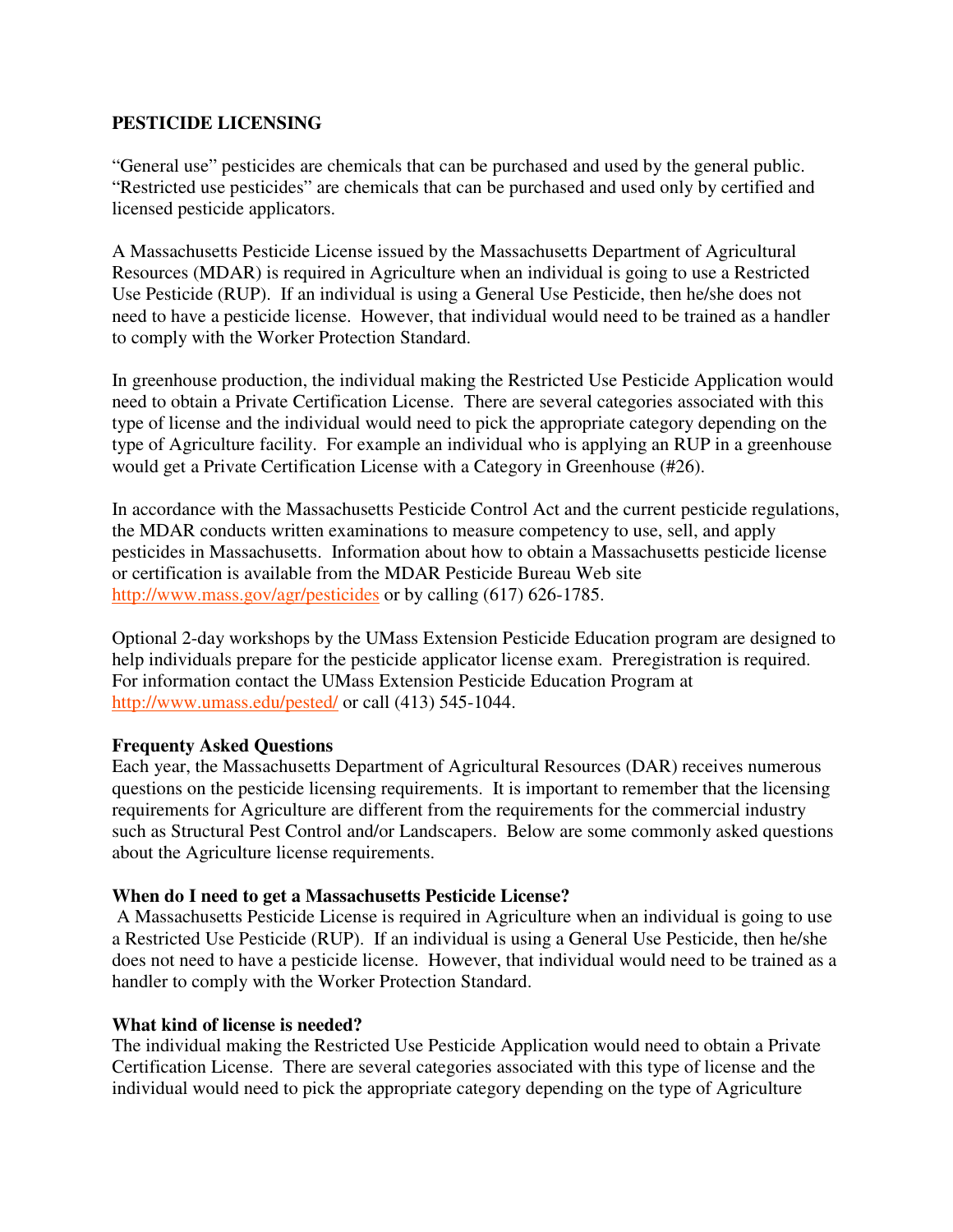**PESTICIDE LICENSING**

"General use" pesticides are chemicals that can be purchased and used by the general public. "Restricted use pesticides" are chemicals that can be purchased and used only by certified and licensed pesticide applicators.

A Massachusetts Pesticide License issued by the Massachusetts Department of Agricultural Resources (MDAR) is required in Agriculture when an individual is going to use a Restricted Use Pesticide (RUP). If an individual is using a General Use Pesticide, then he/she does not need to have a pesticide license. However, that individual would need to be trained as a handler to comply with the Worker Protection Standard.

In greenhouse production, the individual making the Restricted Use Pesticide Application would need to obtain a Private Certification License. There are several categories associated with this type of license and the individual would need to pick the appropriate category depending on the type of Agriculture facility. For example an individual who is applying an RUP in a greenhouse would get a Private Certification License with a Category in Greenhouse (#26).

In accordance with the Massachusetts Pesticide Control Act and the current pesticide regulations, the MDAR conducts written examinations to measure competency to use, sell, and apply pesticides in Massachusetts. Information about how to obtain a Massachusetts pesticide license or certification is available from the MDAR Pesticide Bureau Web site http://www.mass.gov/agr/pesticides or by calling (617) 626-1785.

Optional 2-day workshops by the UMass Extension Pesticide Education program are designed to help individuals prepare for the pesticide applicator license exam. Preregistration is required. For information contact the UMass Extension Pesticide Education Program at http://www.umass.edu/pested/ or call (413) 545-1044.

**Frequenty Asked Questions**

Each year, the Massachusetts Department of Agricultural Resources (DAR) receives numerous questions on the pesticide licensing requirements. It is important to remember that the licensing requirements for Agriculture are different from the requirements for the commercial industry such as Structural Pest Control and/or Landscapers. Below are some commonly asked questions about the Agriculture license requirements.

**When do I need to get a Massachusetts Pesticide License?**

A Massachusetts Pesticide License is required in Agriculture when an individual is going to use a Restricted Use Pesticide (RUP). If an individual is using a General Use Pesticide, then he/she does not need to have a pesticide license. However, that individual would need to be trained as a handler to comply with the Worker Protection Standard.

**What kind of license is needed?**

The individual making the Restricted Use Pesticide Application would need to obtain a Private Certification License. There are several categories associated with this type of license and the individual would need to pick the appropriate category depending on the type of Agriculture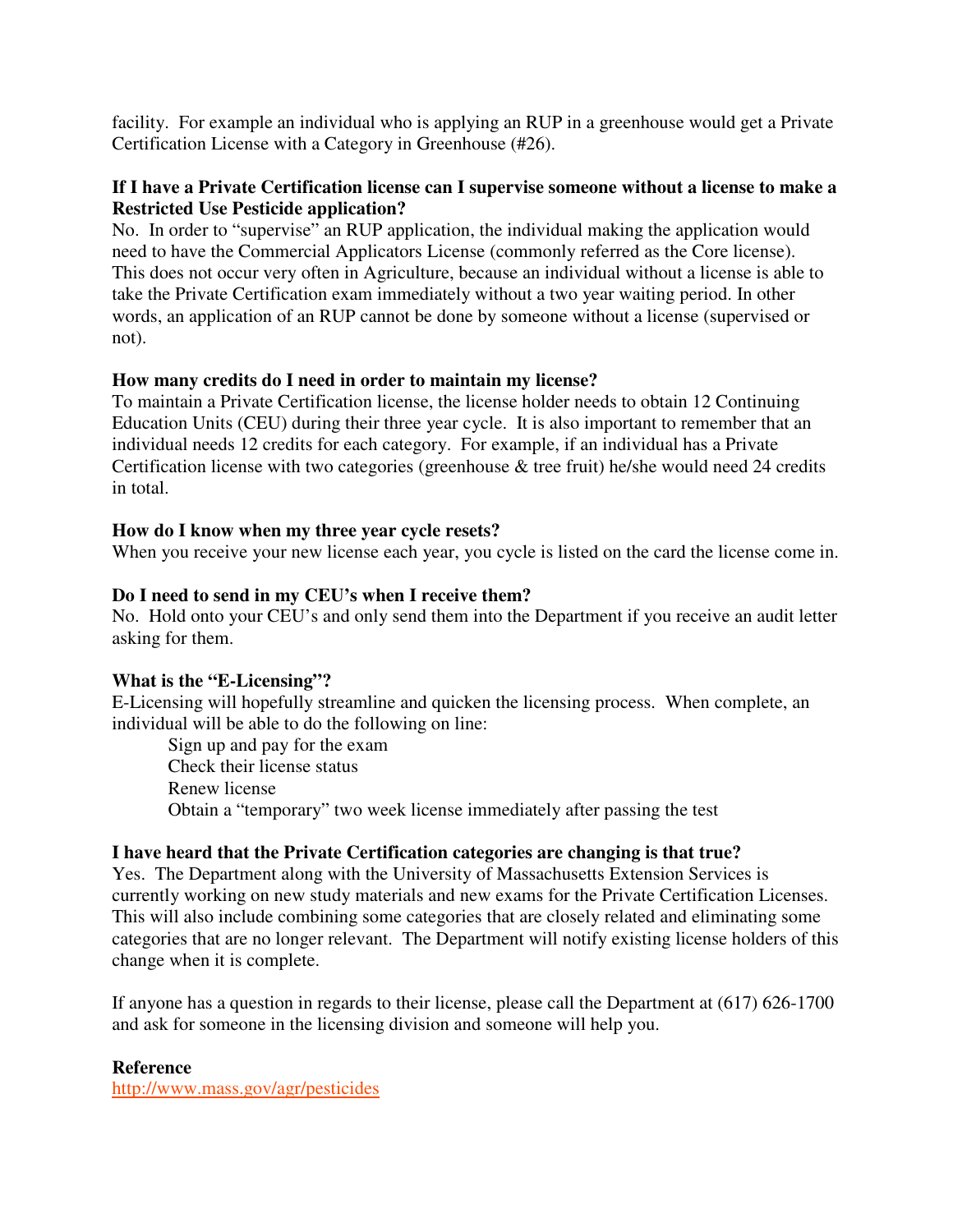facility. For example an individual who is applying an RUP in a greenhouse would get a Private Certification License with a Category in Greenhouse (#26).

**If I have a Private Certification license can I supervise someone without a license to make a Restricted Use Pesticide application?**

No. In order to "supervise" an RUP application, the individual making the application would need to have the Commercial Applicators License (commonly referred as the Core license). This does not occur very often in Agriculture, because an individual without a license is able to take the Private Certification exam immediately without a two year waiting period. In other words, an application of an RUP cannot be done by someone without a license (supervised or not).

**How many credits do I need in order to maintain my license?**

To maintain a Private Certification license, the license holder needs to obtain 12 Continuing Education Units (CEU) during their three year cycle. It is also important to remember that an individual needs 12 credits for each category. For example, if an individual has a Private Certification license with two categories (greenhouse & tree fruit) he/she would need 24 credits in total.

**How do I know when my three year cycle resets?**

When you receive your new license each year, you cycle is listed on the card the license come in.

**Do I need to send in my CEU's when I receive them?**

No. Hold onto your CEU's and only send them into the Department if you receive an audit letter asking for them.

**What is the "E-Licensing"?**

E-Licensing will hopefully streamline and quicken the licensing process. When complete, an individual will be able to do the following on line:

- Sign up and pay for the exam
- Check their license status
- Renew license
- Obtain a "temporary" two week license immediately after passing the test

**I have heard that the Private Certification categories are changing is that true?**

Yes. The Department along with the University of Massachusetts Extension Services is currently working on new study materials and new exams for the Private Certification Licenses. This will also include combining some categories that are closely related and eliminating some categories that are no longer relevant. The Department will notify existing license holders of this change when it is complete.

If anyone has a question in regards to their license, please call the Department at (617) 626-1700 and ask for someone in the licensing division and someone will help you.

**Reference**

http://www.mass.gov/agr/pesticides